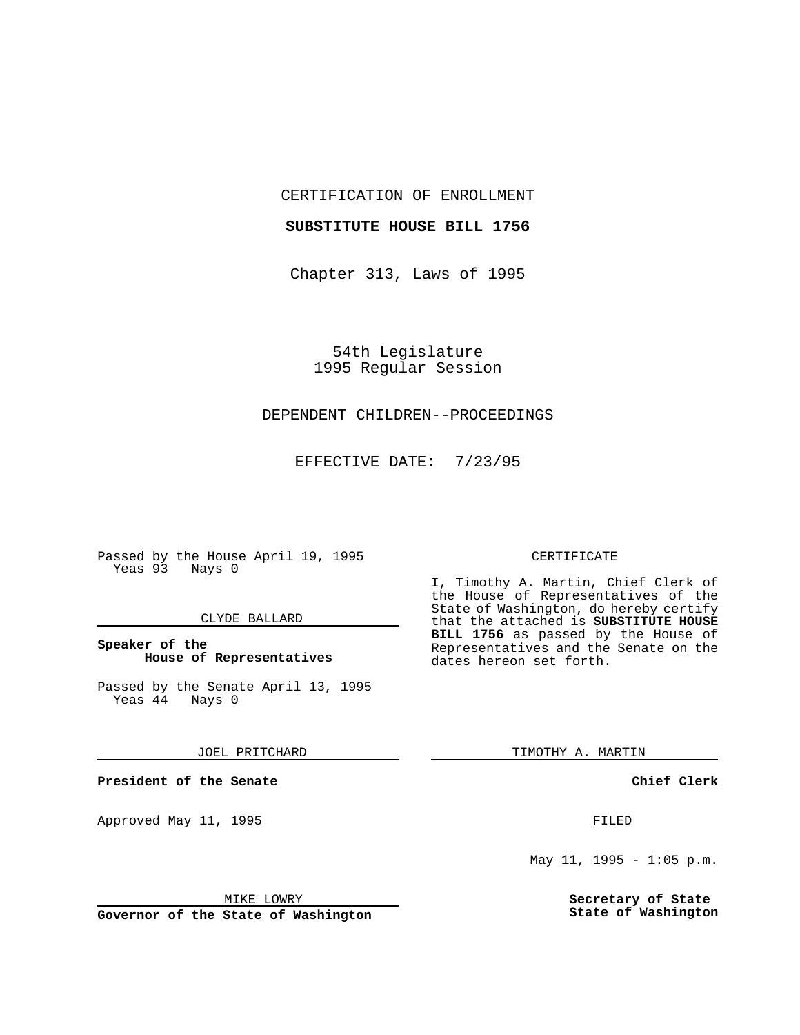CERTIFICATION OF ENROLLMENT

**SUBSTITUTE HOUSE BILL 1756**

Chapter 313, Laws of 1995

54th Legislature
1995 Regular Session

DEPENDENT CHILDREN--PROCEEDINGS

EFFECTIVE DATE: 7/23/95

Passed by the House April 19, 1995
Yeas 93 Nays 0

CLYDE BALLARD

**Speaker of the House of Representatives**

Passed by the Senate April 13, 1995
Yeas 44 Nays 0

JOEL PRITCHARD

**President of the Senate**

Approved May 11, 1995

MIKE LOWRY

**Governor of the State of Washington**

CERTIFICATE

I, Timothy A. Martin, Chief Clerk of the House of Representatives of the State of Washington, do hereby certify that the attached is **SUBSTITUTE HOUSE BILL 1756** as passed by the House of Representatives and the Senate on the dates hereon set forth.

TIMOTHY A. MARTIN

**Chief Clerk**

FILED

May 11, 1995 - 1:05 p.m.

**Secretary of State**
**State of Washington**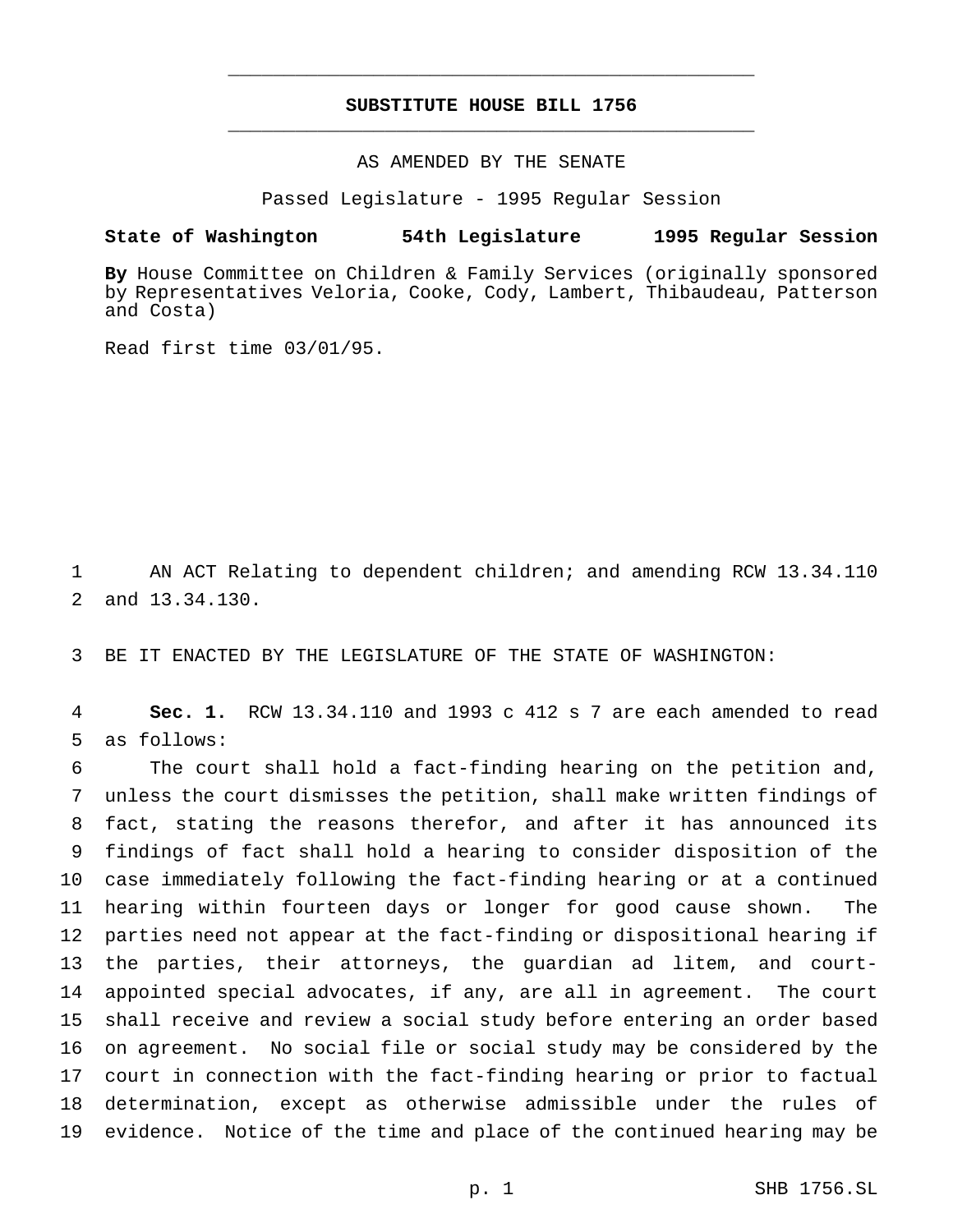# SUBSTITUTE HOUSE BILL 1756

AS AMENDED BY THE SENATE

Passed Legislature - 1995 Regular Session

**State of Washington 54th Legislature 1995 Regular Session**

**By** House Committee on Children & Family Services (originally sponsored by Representatives Veloria, Cooke, Cody, Lambert, Thibaudeau, Patterson and Costa)

Read first time 03/01/95.

AN ACT Relating to dependent children; and amending RCW 13.34.110 and 13.34.130.

BE IT ENACTED BY THE LEGISLATURE OF THE STATE OF WASHINGTON:

**Sec. 1.** RCW 13.34.110 and 1993 c 412 s 7 are each amended to read as follows:

The court shall hold a fact-finding hearing on the petition and, unless the court dismisses the petition, shall make written findings of fact, stating the reasons therefor, and after it has announced its findings of fact shall hold a hearing to consider disposition of the case immediately following the fact-finding hearing or at a continued hearing within fourteen days or longer for good cause shown. The parties need not appear at the fact-finding or dispositional hearing if the parties, their attorneys, the guardian ad litem, and court-appointed special advocates, if any, are all in agreement. The court shall receive and review a social study before entering an order based on agreement. No social file or social study may be considered by the court in connection with the fact-finding hearing or prior to factual determination, except as otherwise admissible under the rules of evidence. Notice of the time and place of the continued hearing may be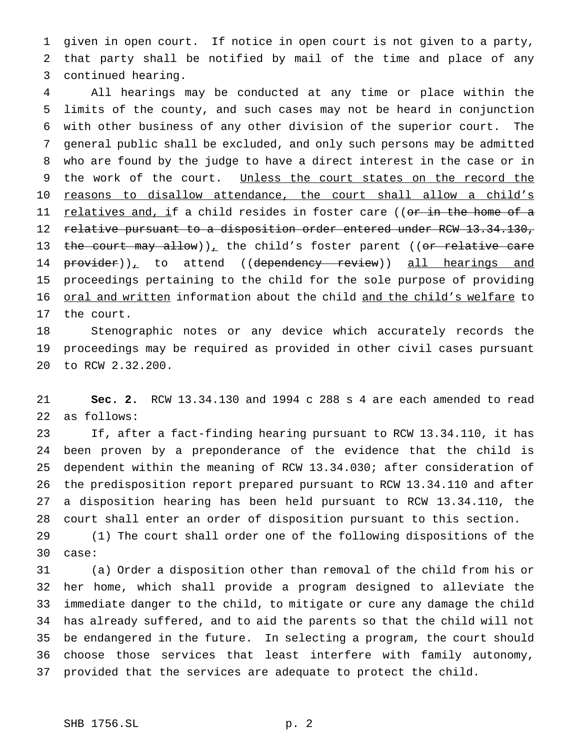given in open court. If notice in open court is not given to a party, that party shall be notified by mail of the time and place of any continued hearing.

All hearings may be conducted at any time or place within the limits of the county, and such cases may not be heard in conjunction with other business of any other division of the superior court. The general public shall be excluded, and only such persons may be admitted who are found by the judge to have a direct interest in the case or in the work of the court. Unless the court states on the record the reasons to disallow attendance, the court shall allow a child's relatives and, if a child resides in foster care ((~~or in the home of a relative pursuant to a disposition order entered under RCW 13.34.130, the court may allow~~)), the child's foster parent ((~~or relative care provider~~)), to attend ((~~dependency review~~)) all hearings and proceedings pertaining to the child for the sole purpose of providing oral and written information about the child and the child's welfare to the court.

Stenographic notes or any device which accurately records the proceedings may be required as provided in other civil cases pursuant to RCW 2.32.200.

**Sec. 2.** RCW 13.34.130 and 1994 c 288 s 4 are each amended to read as follows:

If, after a fact-finding hearing pursuant to RCW 13.34.110, it has been proven by a preponderance of the evidence that the child is dependent within the meaning of RCW 13.34.030; after consideration of the predisposition report prepared pursuant to RCW 13.34.110 and after a disposition hearing has been held pursuant to RCW 13.34.110, the court shall enter an order of disposition pursuant to this section.

(1) The court shall order one of the following dispositions of the case:

(a) Order a disposition other than removal of the child from his or her home, which shall provide a program designed to alleviate the immediate danger to the child, to mitigate or cure any damage the child has already suffered, and to aid the parents so that the child will not be endangered in the future. In selecting a program, the court should choose those services that least interfere with family autonomy, provided that the services are adequate to protect the child.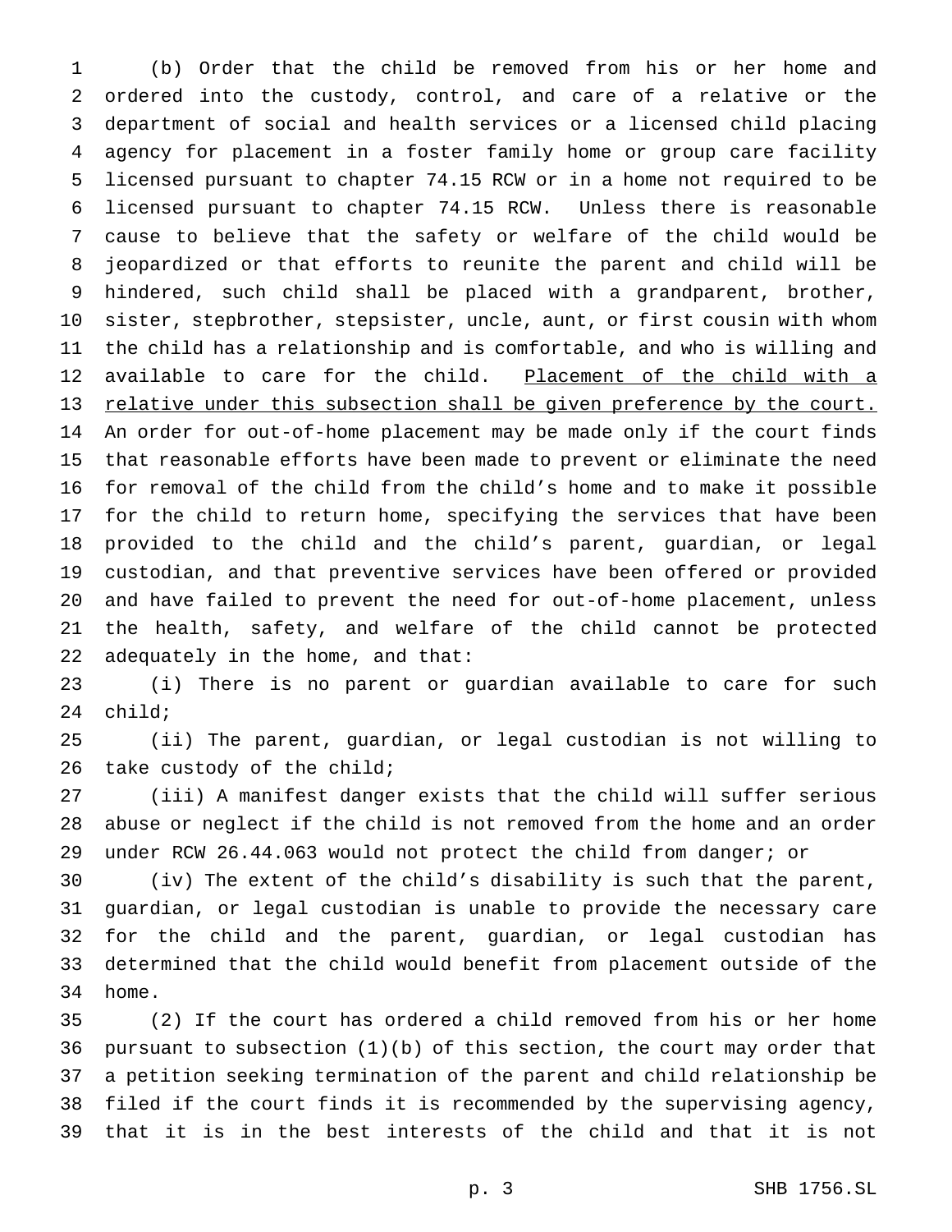(b) Order that the child be removed from his or her home and ordered into the custody, control, and care of a relative or the department of social and health services or a licensed child placing agency for placement in a foster family home or group care facility licensed pursuant to chapter 74.15 RCW or in a home not required to be licensed pursuant to chapter 74.15 RCW. Unless there is reasonable cause to believe that the safety or welfare of the child would be jeopardized or that efforts to reunite the parent and child will be hindered, such child shall be placed with a grandparent, brother, sister, stepbrother, stepsister, uncle, aunt, or first cousin with whom the child has a relationship and is comfortable, and who is willing and available to care for the child. <u>Placement of the child with a relative under this subsection shall be given preference by the court.</u> An order for out-of-home placement may be made only if the court finds that reasonable efforts have been made to prevent or eliminate the need for removal of the child from the child's home and to make it possible for the child to return home, specifying the services that have been provided to the child and the child's parent, guardian, or legal custodian, and that preventive services have been offered or provided and have failed to prevent the need for out-of-home placement, unless the health, safety, and welfare of the child cannot be protected adequately in the home, and that:

(i) There is no parent or guardian available to care for such child;

(ii) The parent, guardian, or legal custodian is not willing to take custody of the child;

(iii) A manifest danger exists that the child will suffer serious abuse or neglect if the child is not removed from the home and an order under RCW 26.44.063 would not protect the child from danger; or

(iv) The extent of the child's disability is such that the parent, guardian, or legal custodian is unable to provide the necessary care for the child and the parent, guardian, or legal custodian has determined that the child would benefit from placement outside of the home.

(2) If the court has ordered a child removed from his or her home pursuant to subsection (1)(b) of this section, the court may order that a petition seeking termination of the parent and child relationship be filed if the court finds it is recommended by the supervising agency, that it is in the best interests of the child and that it is not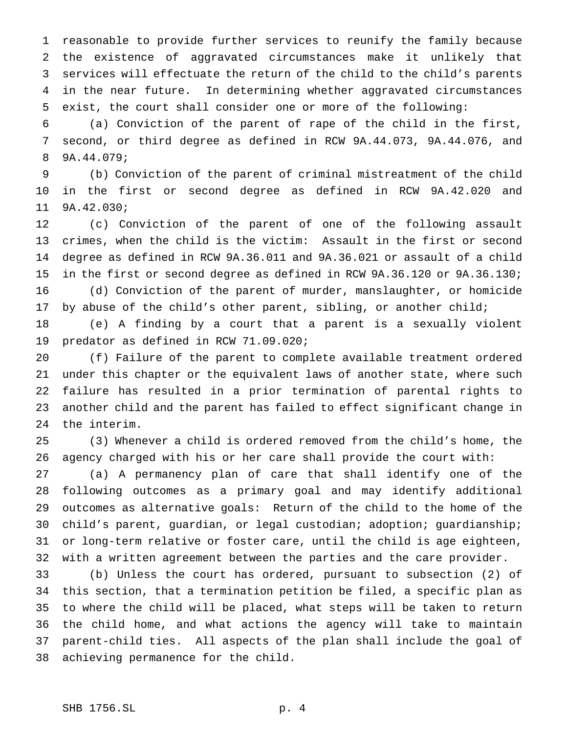reasonable to provide further services to reunify the family because the existence of aggravated circumstances make it unlikely that services will effectuate the return of the child to the child's parents in the near future. In determining whether aggravated circumstances exist, the court shall consider one or more of the following:

(a) Conviction of the parent of rape of the child in the first, second, or third degree as defined in RCW 9A.44.073, 9A.44.076, and 9A.44.079;

(b) Conviction of the parent of criminal mistreatment of the child in the first or second degree as defined in RCW 9A.42.020 and 9A.42.030;

(c) Conviction of the parent of one of the following assault crimes, when the child is the victim: Assault in the first or second degree as defined in RCW 9A.36.011 and 9A.36.021 or assault of a child in the first or second degree as defined in RCW 9A.36.120 or 9A.36.130;

(d) Conviction of the parent of murder, manslaughter, or homicide by abuse of the child's other parent, sibling, or another child;

(e) A finding by a court that a parent is a sexually violent predator as defined in RCW 71.09.020;

(f) Failure of the parent to complete available treatment ordered under this chapter or the equivalent laws of another state, where such failure has resulted in a prior termination of parental rights to another child and the parent has failed to effect significant change in the interim.

(3) Whenever a child is ordered removed from the child's home, the agency charged with his or her care shall provide the court with:

(a) A permanency plan of care that shall identify one of the following outcomes as a primary goal and may identify additional outcomes as alternative goals: Return of the child to the home of the child's parent, guardian, or legal custodian; adoption; guardianship; or long-term relative or foster care, until the child is age eighteen, with a written agreement between the parties and the care provider.

(b) Unless the court has ordered, pursuant to subsection (2) of this section, that a termination petition be filed, a specific plan as to where the child will be placed, what steps will be taken to return the child home, and what actions the agency will take to maintain parent-child ties. All aspects of the plan shall include the goal of achieving permanence for the child.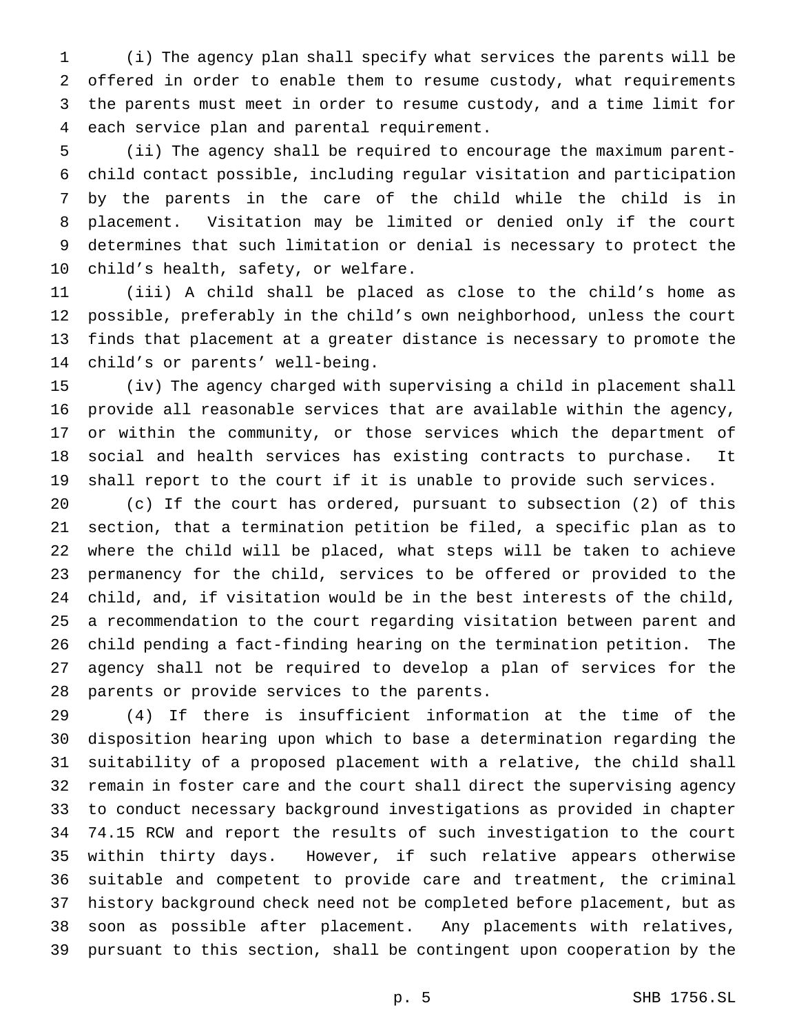(i) The agency plan shall specify what services the parents will be offered in order to enable them to resume custody, what requirements the parents must meet in order to resume custody, and a time limit for each service plan and parental requirement.

(ii) The agency shall be required to encourage the maximum parent-child contact possible, including regular visitation and participation by the parents in the care of the child while the child is in placement. Visitation may be limited or denied only if the court determines that such limitation or denial is necessary to protect the child's health, safety, or welfare.

(iii) A child shall be placed as close to the child's home as possible, preferably in the child's own neighborhood, unless the court finds that placement at a greater distance is necessary to promote the child's or parents' well-being.

(iv) The agency charged with supervising a child in placement shall provide all reasonable services that are available within the agency, or within the community, or those services which the department of social and health services has existing contracts to purchase. It shall report to the court if it is unable to provide such services.

(c) If the court has ordered, pursuant to subsection (2) of this section, that a termination petition be filed, a specific plan as to where the child will be placed, what steps will be taken to achieve permanency for the child, services to be offered or provided to the child, and, if visitation would be in the best interests of the child, a recommendation to the court regarding visitation between parent and child pending a fact-finding hearing on the termination petition. The agency shall not be required to develop a plan of services for the parents or provide services to the parents.

(4) If there is insufficient information at the time of the disposition hearing upon which to base a determination regarding the suitability of a proposed placement with a relative, the child shall remain in foster care and the court shall direct the supervising agency to conduct necessary background investigations as provided in chapter 74.15 RCW and report the results of such investigation to the court within thirty days. However, if such relative appears otherwise suitable and competent to provide care and treatment, the criminal history background check need not be completed before placement, but as soon as possible after placement. Any placements with relatives, pursuant to this section, shall be contingent upon cooperation by the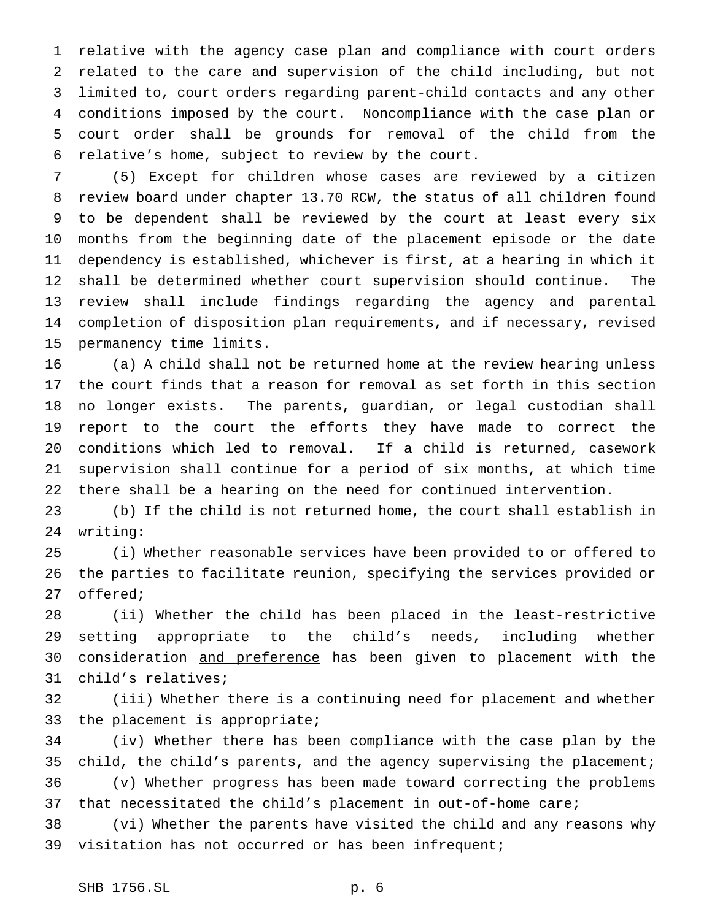relative with the agency case plan and compliance with court orders related to the care and supervision of the child including, but not limited to, court orders regarding parent-child contacts and any other conditions imposed by the court. Noncompliance with the case plan or court order shall be grounds for removal of the child from the relative's home, subject to review by the court.

(5) Except for children whose cases are reviewed by a citizen review board under chapter 13.70 RCW, the status of all children found to be dependent shall be reviewed by the court at least every six months from the beginning date of the placement episode or the date dependency is established, whichever is first, at a hearing in which it shall be determined whether court supervision should continue. The review shall include findings regarding the agency and parental completion of disposition plan requirements, and if necessary, revised permanency time limits.

(a) A child shall not be returned home at the review hearing unless the court finds that a reason for removal as set forth in this section no longer exists. The parents, guardian, or legal custodian shall report to the court the efforts they have made to correct the conditions which led to removal. If a child is returned, casework supervision shall continue for a period of six months, at which time there shall be a hearing on the need for continued intervention.

(b) If the child is not returned home, the court shall establish in writing:

(i) Whether reasonable services have been provided to or offered to the parties to facilitate reunion, specifying the services provided or offered;

(ii) Whether the child has been placed in the least-restrictive setting appropriate to the child's needs, including whether consideration <u>and preference</u> has been given to placement with the child's relatives;

(iii) Whether there is a continuing need for placement and whether the placement is appropriate;

(iv) Whether there has been compliance with the case plan by the child, the child's parents, and the agency supervising the placement;

(v) Whether progress has been made toward correcting the problems that necessitated the child's placement in out-of-home care;

(vi) Whether the parents have visited the child and any reasons why visitation has not occurred or has been infrequent;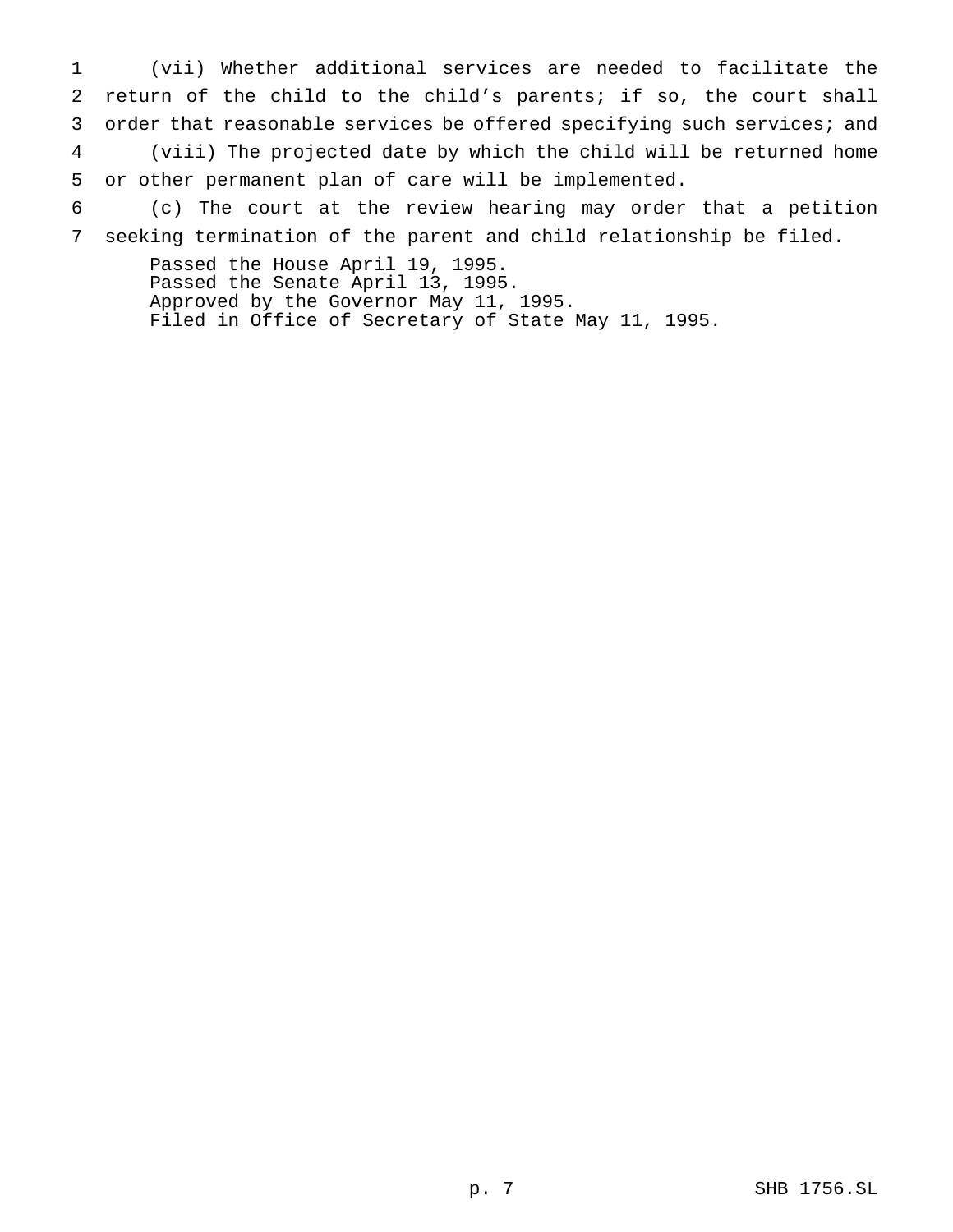(vii) Whether additional services are needed to facilitate the return of the child to the child's parents; if so, the court shall order that reasonable services be offered specifying such services; and

(viii) The projected date by which the child will be returned home or other permanent plan of care will be implemented.

(c) The court at the review hearing may order that a petition seeking termination of the parent and child relationship be filed.

Passed the House April 19, 1995.
Passed the Senate April 13, 1995.
Approved by the Governor May 11, 1995.
Filed in Office of Secretary of State May 11, 1995.